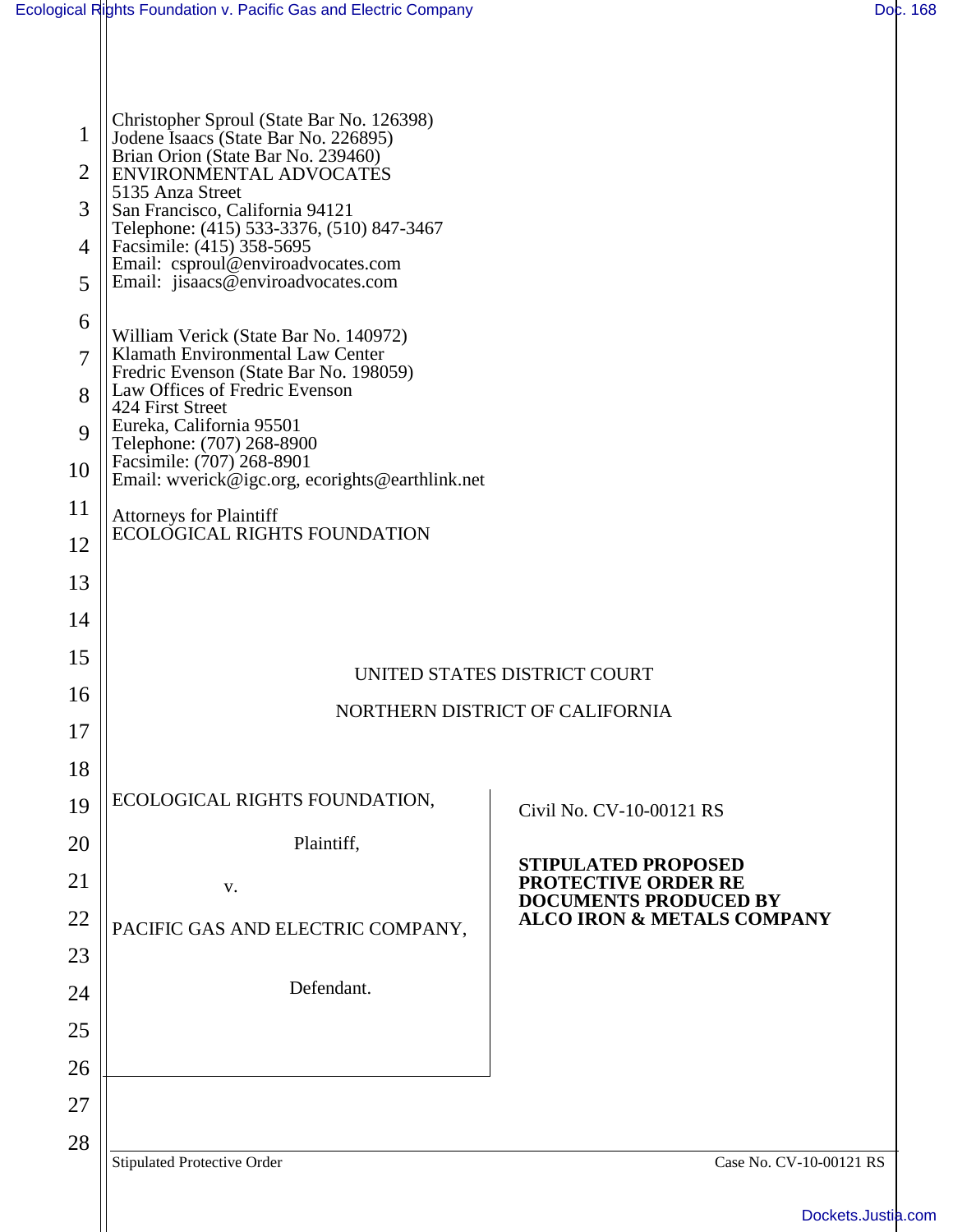Christopher Sproul (State Bar No. 126398)
Jodene Isaacs (State Bar No. 226895)
Brian Orion (State Bar No. 239460)
ENVIRONMENTAL ADVOCATES
5135 Anza Street
San Francisco, California 94121
Telephone: (415) 533-3376, (510) 847-3467
Facsimile: (415) 358-5695
Email: csproul@enviroadvocates.com
Email: jisaacs@enviroadvocates.com

William Verick (State Bar No. 140972)
Klamath Environmental Law Center
Fredric Evenson (State Bar No. 198059)
Law Offices of Fredric Evenson
424 First Street
Eureka, California 95501
Telephone: (707) 268-8900
Facsimile: (707) 268-8901
Email: wverick@igc.org, ecorights@earthlink.net

Attorneys for Plaintiff
ECOLOGICAL RIGHTS FOUNDATION

UNITED STATES DISTRICT COURT

NORTHERN DISTRICT OF CALIFORNIA

| | |
|---|---|
| ECOLOGICAL RIGHTS FOUNDATION,<br><br>Plaintiff,<br><br>v.<br><br>PACIFIC GAS AND ELECTRIC COMPANY,<br><br>Defendant. | Civil No. CV-10-00121 RS<br><br>**STIPULATED PROPOSED PROTECTIVE ORDER RE DOCUMENTS PRODUCED BY ALCO IRON & METALS COMPANY** |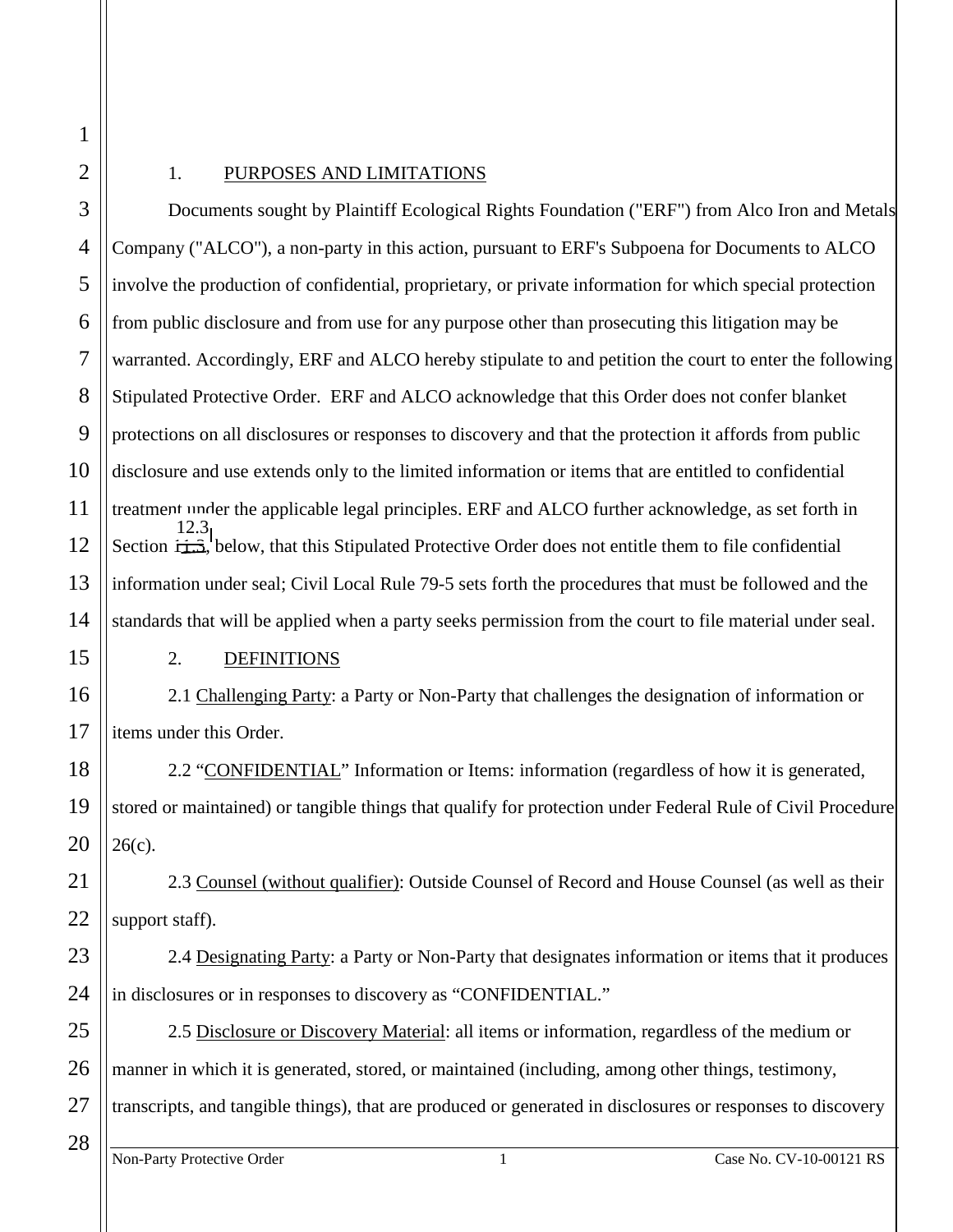## 1. PURPOSES AND LIMITATIONS

Documents sought by Plaintiff Ecological Rights Foundation ("ERF") from Alco Iron and Metals Company ("ALCO"), a non-party in this action, pursuant to ERF's Subpoena for Documents to ALCO involve the production of confidential, proprietary, or private information for which special protection from public disclosure and from use for any purpose other than prosecuting this litigation may be warranted. Accordingly, ERF and ALCO hereby stipulate to and petition the court to enter the following Stipulated Protective Order. ERF and ALCO acknowledge that this Order does not confer blanket protections on all disclosures or responses to discovery and that the protection it affords from public disclosure and use extends only to the limited information or items that are entitled to confidential treatment under the applicable legal principles. ERF and ALCO further acknowledge, as set forth in Section 12.3, below, that this Stipulated Protective Order does not entitle them to file confidential information under seal; Civil Local Rule 79-5 sets forth the procedures that must be followed and the standards that will be applied when a party seeks permission from the court to file material under seal.

## 2. DEFINITIONS

2.1 Challenging Party: a Party or Non-Party that challenges the designation of information or items under this Order.

2.2 "CONFIDENTIAL" Information or Items: information (regardless of how it is generated, stored or maintained) or tangible things that qualify for protection under Federal Rule of Civil Procedure 26(c).

2.3 Counsel (without qualifier): Outside Counsel of Record and House Counsel (as well as their support staff).

2.4 Designating Party: a Party or Non-Party that designates information or items that it produces in disclosures or in responses to discovery as "CONFIDENTIAL."

2.5 Disclosure or Discovery Material: all items or information, regardless of the medium or manner in which it is generated, stored, or maintained (including, among other things, testimony, transcripts, and tangible things), that are produced or generated in disclosures or responses to discovery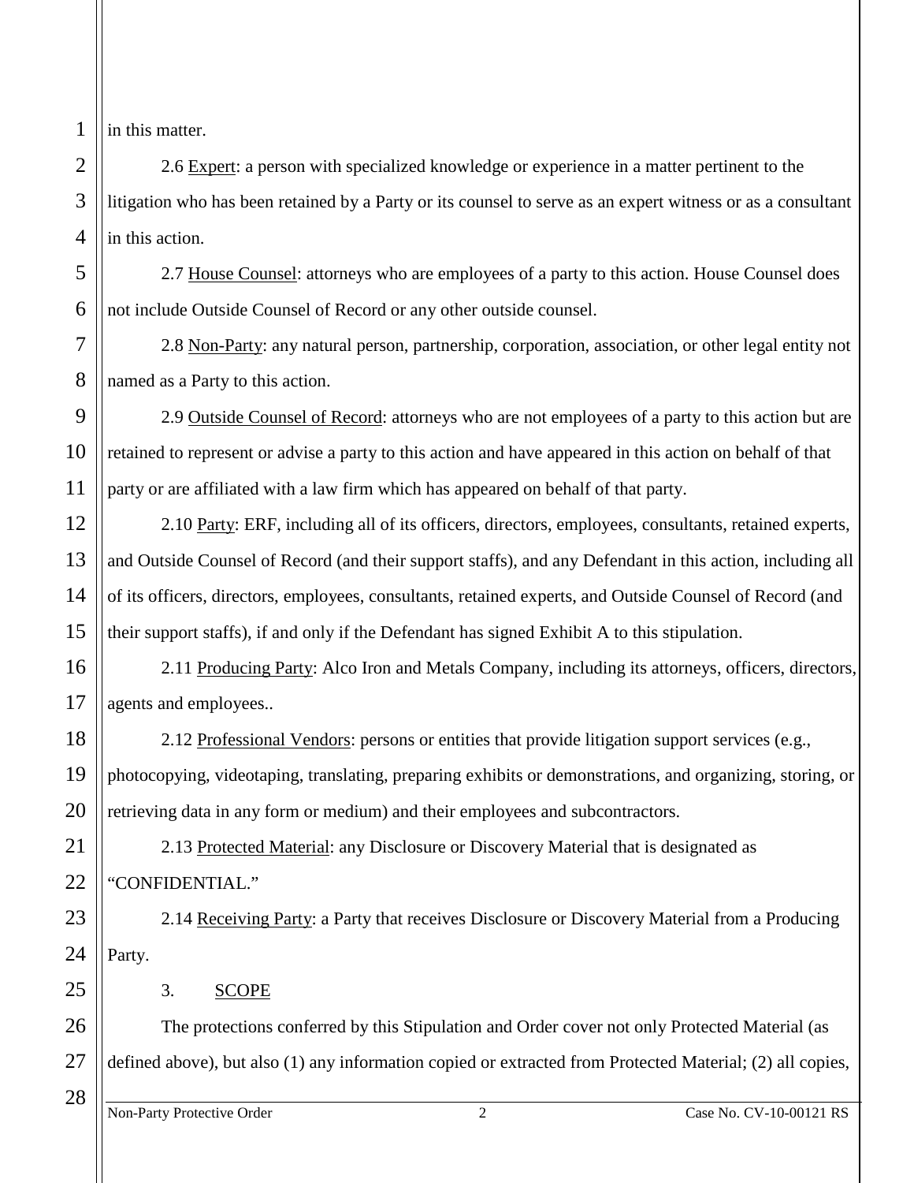in this matter.

2.6 Expert: a person with specialized knowledge or experience in a matter pertinent to the litigation who has been retained by a Party or its counsel to serve as an expert witness or as a consultant in this action.

2.7 House Counsel: attorneys who are employees of a party to this action. House Counsel does not include Outside Counsel of Record or any other outside counsel.

2.8 Non-Party: any natural person, partnership, corporation, association, or other legal entity not named as a Party to this action.

2.9 Outside Counsel of Record: attorneys who are not employees of a party to this action but are retained to represent or advise a party to this action and have appeared in this action on behalf of that party or are affiliated with a law firm which has appeared on behalf of that party.

2.10 Party: ERF, including all of its officers, directors, employees, consultants, retained experts, and Outside Counsel of Record (and their support staffs), and any Defendant in this action, including all of its officers, directors, employees, consultants, retained experts, and Outside Counsel of Record (and their support staffs), if and only if the Defendant has signed Exhibit A to this stipulation.

2.11 Producing Party: Alco Iron and Metals Company, including its attorneys, officers, directors, agents and employees..

2.12 Professional Vendors: persons or entities that provide litigation support services (e.g., photocopying, videotaping, translating, preparing exhibits or demonstrations, and organizing, storing, or retrieving data in any form or medium) and their employees and subcontractors.

2.13 Protected Material: any Disclosure or Discovery Material that is designated as "CONFIDENTIAL."

2.14 Receiving Party: a Party that receives Disclosure or Discovery Material from a Producing Party.

3. SCOPE

The protections conferred by this Stipulation and Order cover not only Protected Material (as defined above), but also (1) any information copied or extracted from Protected Material; (2) all copies,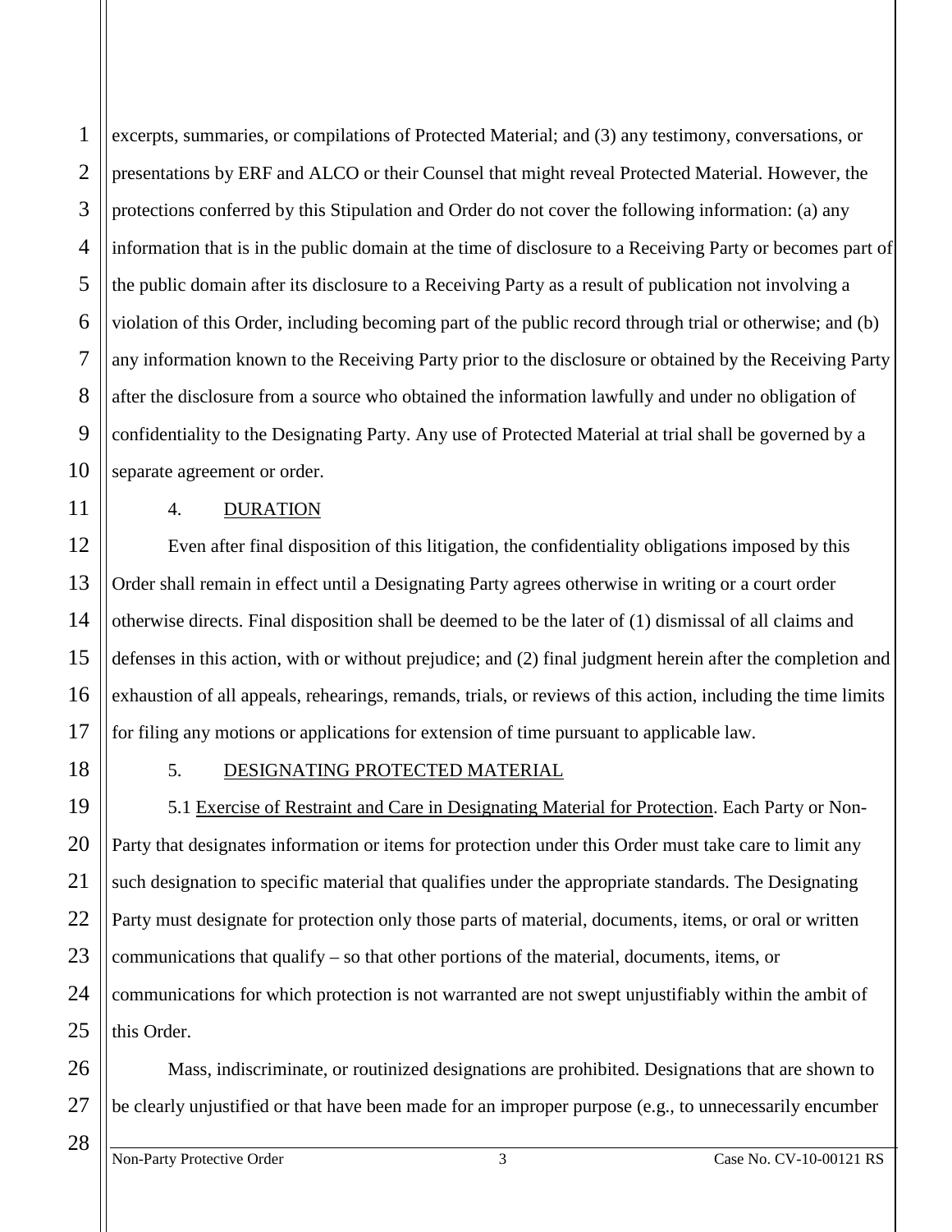excerpts, summaries, or compilations of Protected Material; and (3) any testimony, conversations, or presentations by ERF and ALCO or their Counsel that might reveal Protected Material. However, the protections conferred by this Stipulation and Order do not cover the following information: (a) any information that is in the public domain at the time of disclosure to a Receiving Party or becomes part of the public domain after its disclosure to a Receiving Party as a result of publication not involving a violation of this Order, including becoming part of the public record through trial or otherwise; and (b) any information known to the Receiving Party prior to the disclosure or obtained by the Receiving Party after the disclosure from a source who obtained the information lawfully and under no obligation of confidentiality to the Designating Party. Any use of Protected Material at trial shall be governed by a separate agreement or order.

4. DURATION

Even after final disposition of this litigation, the confidentiality obligations imposed by this Order shall remain in effect until a Designating Party agrees otherwise in writing or a court order otherwise directs. Final disposition shall be deemed to be the later of (1) dismissal of all claims and defenses in this action, with or without prejudice; and (2) final judgment herein after the completion and exhaustion of all appeals, rehearings, remands, trials, or reviews of this action, including the time limits for filing any motions or applications for extension of time pursuant to applicable law.

5. DESIGNATING PROTECTED MATERIAL

5.1 Exercise of Restraint and Care in Designating Material for Protection. Each Party or Non-Party that designates information or items for protection under this Order must take care to limit any such designation to specific material that qualifies under the appropriate standards. The Designating Party must designate for protection only those parts of material, documents, items, or oral or written communications that qualify – so that other portions of the material, documents, items, or communications for which protection is not warranted are not swept unjustifiably within the ambit of this Order.

Mass, indiscriminate, or routinized designations are prohibited. Designations that are shown to be clearly unjustified or that have been made for an improper purpose (e.g., to unnecessarily encumber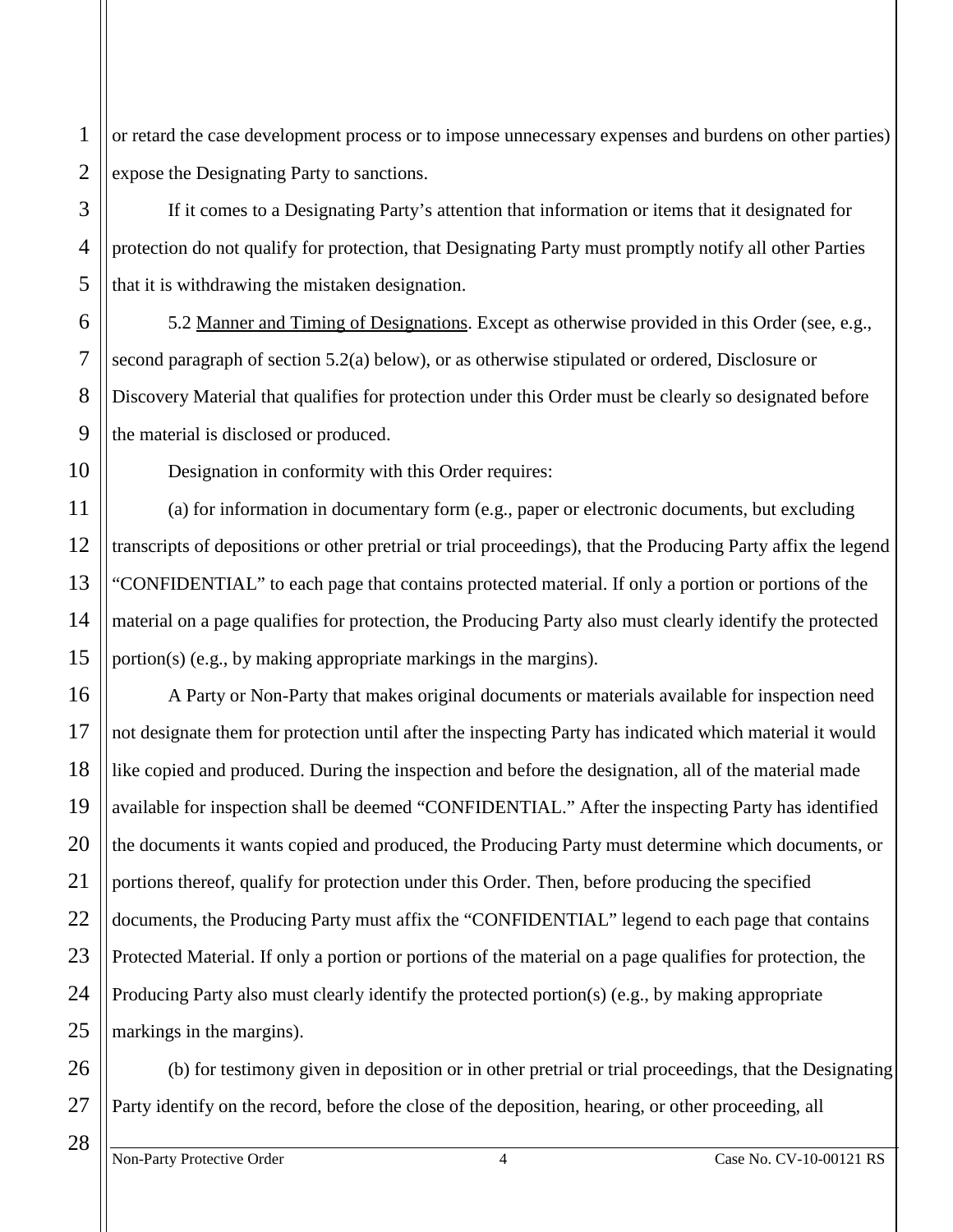or retard the case development process or to impose unnecessary expenses and burdens on other parties) expose the Designating Party to sanctions.

If it comes to a Designating Party's attention that information or items that it designated for protection do not qualify for protection, that Designating Party must promptly notify all other Parties that it is withdrawing the mistaken designation.

5.2 Manner and Timing of Designations. Except as otherwise provided in this Order (see, e.g., second paragraph of section 5.2(a) below), or as otherwise stipulated or ordered, Disclosure or Discovery Material that qualifies for protection under this Order must be clearly so designated before the material is disclosed or produced.

Designation in conformity with this Order requires:

(a) for information in documentary form (e.g., paper or electronic documents, but excluding transcripts of depositions or other pretrial or trial proceedings), that the Producing Party affix the legend "CONFIDENTIAL" to each page that contains protected material. If only a portion or portions of the material on a page qualifies for protection, the Producing Party also must clearly identify the protected portion(s) (e.g., by making appropriate markings in the margins).

A Party or Non-Party that makes original documents or materials available for inspection need not designate them for protection until after the inspecting Party has indicated which material it would like copied and produced. During the inspection and before the designation, all of the material made available for inspection shall be deemed "CONFIDENTIAL." After the inspecting Party has identified the documents it wants copied and produced, the Producing Party must determine which documents, or portions thereof, qualify for protection under this Order. Then, before producing the specified documents, the Producing Party must affix the "CONFIDENTIAL" legend to each page that contains Protected Material. If only a portion or portions of the material on a page qualifies for protection, the Producing Party also must clearly identify the protected portion(s) (e.g., by making appropriate markings in the margins).

(b) for testimony given in deposition or in other pretrial or trial proceedings, that the Designating Party identify on the record, before the close of the deposition, hearing, or other proceeding, all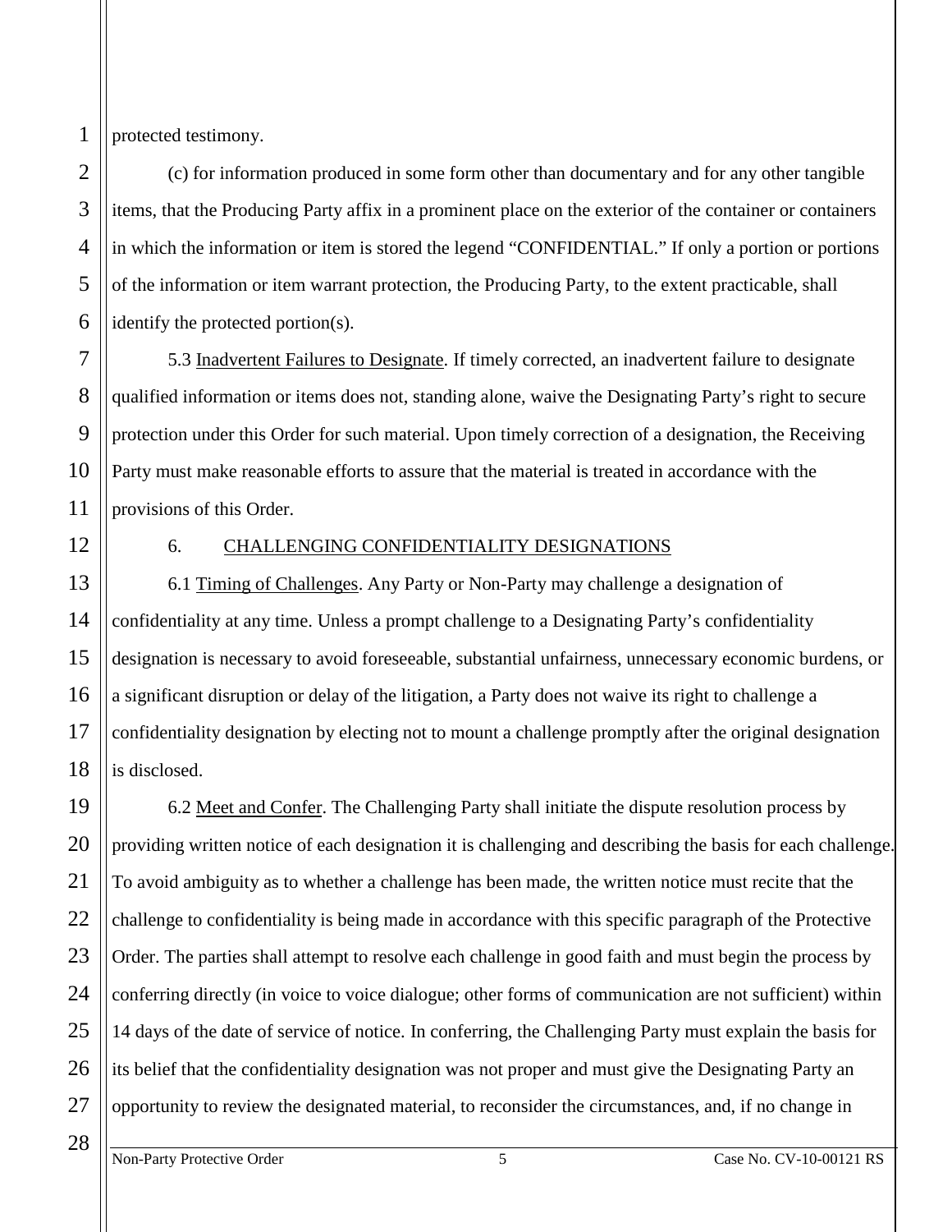protected testimony.

(c) for information produced in some form other than documentary and for any other tangible items, that the Producing Party affix in a prominent place on the exterior of the container or containers in which the information or item is stored the legend "CONFIDENTIAL." If only a portion or portions of the information or item warrant protection, the Producing Party, to the extent practicable, shall identify the protected portion(s).

5.3 Inadvertent Failures to Designate. If timely corrected, an inadvertent failure to designate qualified information or items does not, standing alone, waive the Designating Party's right to secure protection under this Order for such material. Upon timely correction of a designation, the Receiving Party must make reasonable efforts to assure that the material is treated in accordance with the provisions of this Order.

## 6. CHALLENGING CONFIDENTIALITY DESIGNATIONS

6.1 Timing of Challenges. Any Party or Non-Party may challenge a designation of confidentiality at any time. Unless a prompt challenge to a Designating Party's confidentiality designation is necessary to avoid foreseeable, substantial unfairness, unnecessary economic burdens, or a significant disruption or delay of the litigation, a Party does not waive its right to challenge a confidentiality designation by electing not to mount a challenge promptly after the original designation is disclosed.

6.2 Meet and Confer. The Challenging Party shall initiate the dispute resolution process by providing written notice of each designation it is challenging and describing the basis for each challenge. To avoid ambiguity as to whether a challenge has been made, the written notice must recite that the challenge to confidentiality is being made in accordance with this specific paragraph of the Protective Order. The parties shall attempt to resolve each challenge in good faith and must begin the process by conferring directly (in voice to voice dialogue; other forms of communication are not sufficient) within 14 days of the date of service of notice. In conferring, the Challenging Party must explain the basis for its belief that the confidentiality designation was not proper and must give the Designating Party an opportunity to review the designated material, to reconsider the circumstances, and, if no change in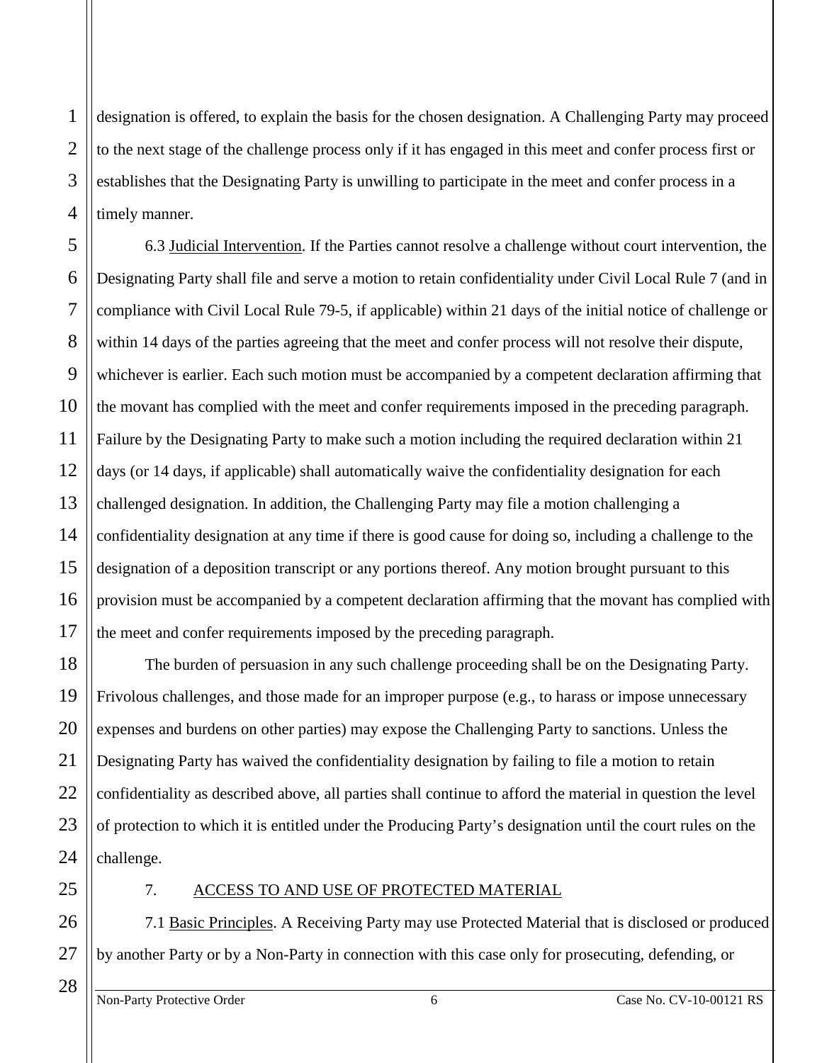designation is offered, to explain the basis for the chosen designation. A Challenging Party may proceed to the next stage of the challenge process only if it has engaged in this meet and confer process first or establishes that the Designating Party is unwilling to participate in the meet and confer process in a timely manner.

6.3 Judicial Intervention. If the Parties cannot resolve a challenge without court intervention, the Designating Party shall file and serve a motion to retain confidentiality under Civil Local Rule 7 (and in compliance with Civil Local Rule 79-5, if applicable) within 21 days of the initial notice of challenge or within 14 days of the parties agreeing that the meet and confer process will not resolve their dispute, whichever is earlier. Each such motion must be accompanied by a competent declaration affirming that the movant has complied with the meet and confer requirements imposed in the preceding paragraph. Failure by the Designating Party to make such a motion including the required declaration within 21 days (or 14 days, if applicable) shall automatically waive the confidentiality designation for each challenged designation. In addition, the Challenging Party may file a motion challenging a confidentiality designation at any time if there is good cause for doing so, including a challenge to the designation of a deposition transcript or any portions thereof. Any motion brought pursuant to this provision must be accompanied by a competent declaration affirming that the movant has complied with the meet and confer requirements imposed by the preceding paragraph.

The burden of persuasion in any such challenge proceeding shall be on the Designating Party. Frivolous challenges, and those made for an improper purpose (e.g., to harass or impose unnecessary expenses and burdens on other parties) may expose the Challenging Party to sanctions. Unless the Designating Party has waived the confidentiality designation by failing to file a motion to retain confidentiality as described above, all parties shall continue to afford the material in question the level of protection to which it is entitled under the Producing Party's designation until the court rules on the challenge.

7. ACCESS TO AND USE OF PROTECTED MATERIAL

7.1 Basic Principles. A Receiving Party may use Protected Material that is disclosed or produced by another Party or by a Non-Party in connection with this case only for prosecuting, defending, or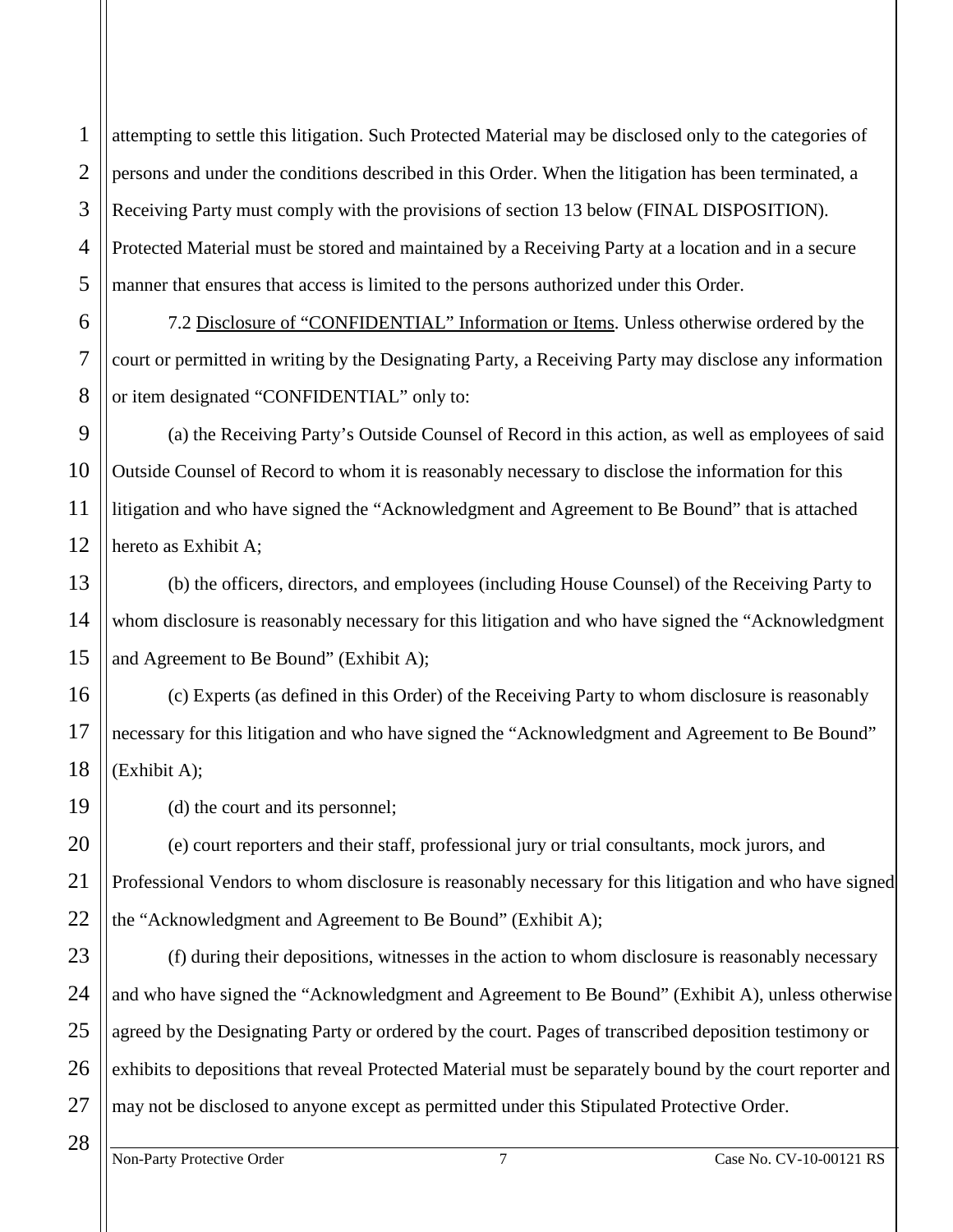attempting to settle this litigation. Such Protected Material may be disclosed only to the categories of persons and under the conditions described in this Order. When the litigation has been terminated, a Receiving Party must comply with the provisions of section 13 below (FINAL DISPOSITION). Protected Material must be stored and maintained by a Receiving Party at a location and in a secure manner that ensures that access is limited to the persons authorized under this Order.

7.2 Disclosure of "CONFIDENTIAL" Information or Items. Unless otherwise ordered by the court or permitted in writing by the Designating Party, a Receiving Party may disclose any information or item designated "CONFIDENTIAL" only to:

(a) the Receiving Party's Outside Counsel of Record in this action, as well as employees of said Outside Counsel of Record to whom it is reasonably necessary to disclose the information for this litigation and who have signed the "Acknowledgment and Agreement to Be Bound" that is attached hereto as Exhibit A;

(b) the officers, directors, and employees (including House Counsel) of the Receiving Party to whom disclosure is reasonably necessary for this litigation and who have signed the "Acknowledgment and Agreement to Be Bound" (Exhibit A);

(c) Experts (as defined in this Order) of the Receiving Party to whom disclosure is reasonably necessary for this litigation and who have signed the "Acknowledgment and Agreement to Be Bound" (Exhibit A);

(d) the court and its personnel;

(e) court reporters and their staff, professional jury or trial consultants, mock jurors, and Professional Vendors to whom disclosure is reasonably necessary for this litigation and who have signed the "Acknowledgment and Agreement to Be Bound" (Exhibit A);

(f) during their depositions, witnesses in the action to whom disclosure is reasonably necessary and who have signed the "Acknowledgment and Agreement to Be Bound" (Exhibit A), unless otherwise agreed by the Designating Party or ordered by the court. Pages of transcribed deposition testimony or exhibits to depositions that reveal Protected Material must be separately bound by the court reporter and may not be disclosed to anyone except as permitted under this Stipulated Protective Order.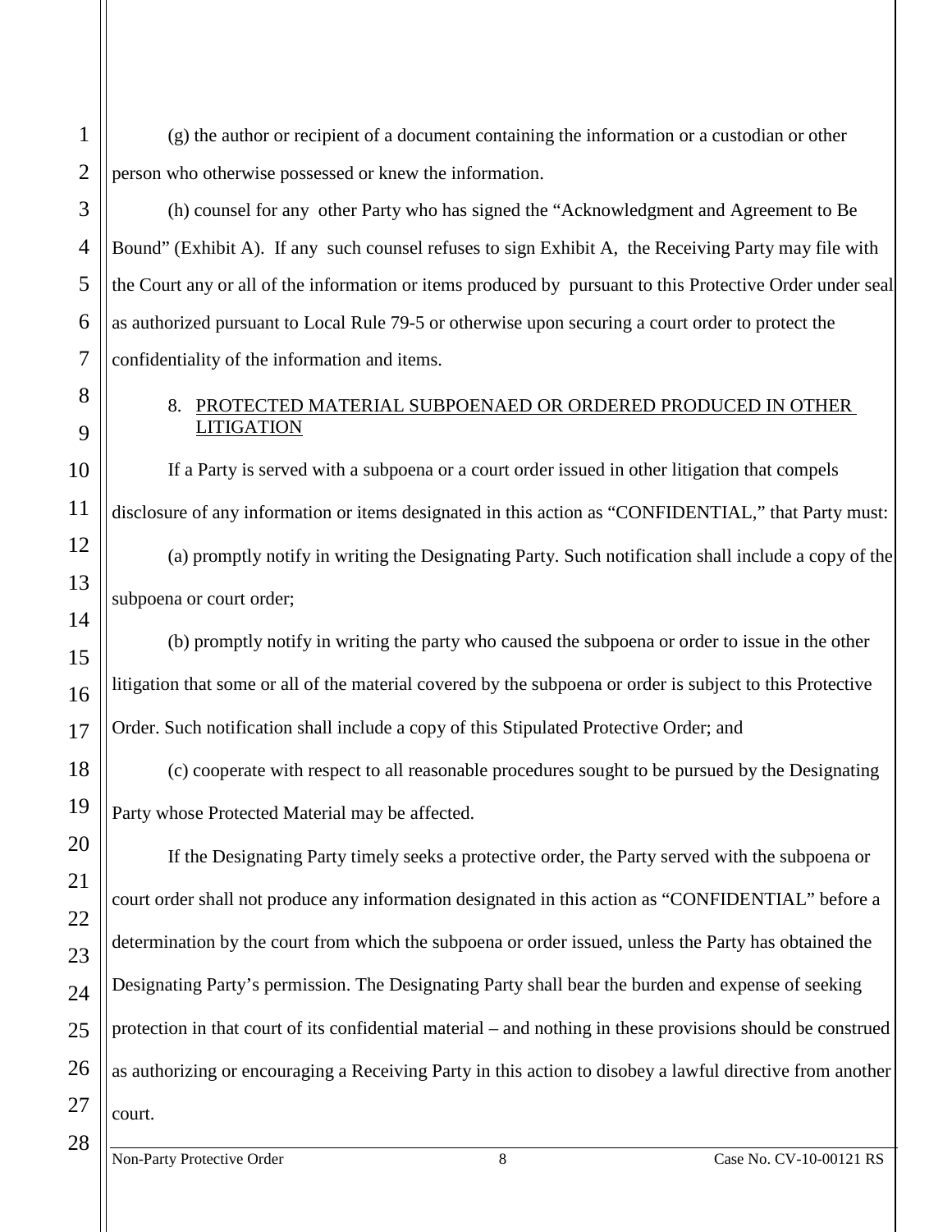(g) the author or recipient of a document containing the information or a custodian or other person who otherwise possessed or knew the information.

(h) counsel for any other Party who has signed the "Acknowledgment and Agreement to Be Bound" (Exhibit A). If any such counsel refuses to sign Exhibit A, the Receiving Party may file with the Court any or all of the information or items produced by pursuant to this Protective Order under seal as authorized pursuant to Local Rule 79-5 or otherwise upon securing a court order to protect the confidentiality of the information and items.

## 8. PROTECTED MATERIAL SUBPOENAED OR ORDERED PRODUCED IN OTHER LITIGATION

If a Party is served with a subpoena or a court order issued in other litigation that compels disclosure of any information or items designated in this action as "CONFIDENTIAL," that Party must:

(a) promptly notify in writing the Designating Party. Such notification shall include a copy of the subpoena or court order;

(b) promptly notify in writing the party who caused the subpoena or order to issue in the other litigation that some or all of the material covered by the subpoena or order is subject to this Protective Order. Such notification shall include a copy of this Stipulated Protective Order; and

(c) cooperate with respect to all reasonable procedures sought to be pursued by the Designating Party whose Protected Material may be affected.

If the Designating Party timely seeks a protective order, the Party served with the subpoena or court order shall not produce any information designated in this action as "CONFIDENTIAL" before a determination by the court from which the subpoena or order issued, unless the Party has obtained the Designating Party's permission. The Designating Party shall bear the burden and expense of seeking protection in that court of its confidential material – and nothing in these provisions should be construed as authorizing or encouraging a Receiving Party in this action to disobey a lawful directive from another court.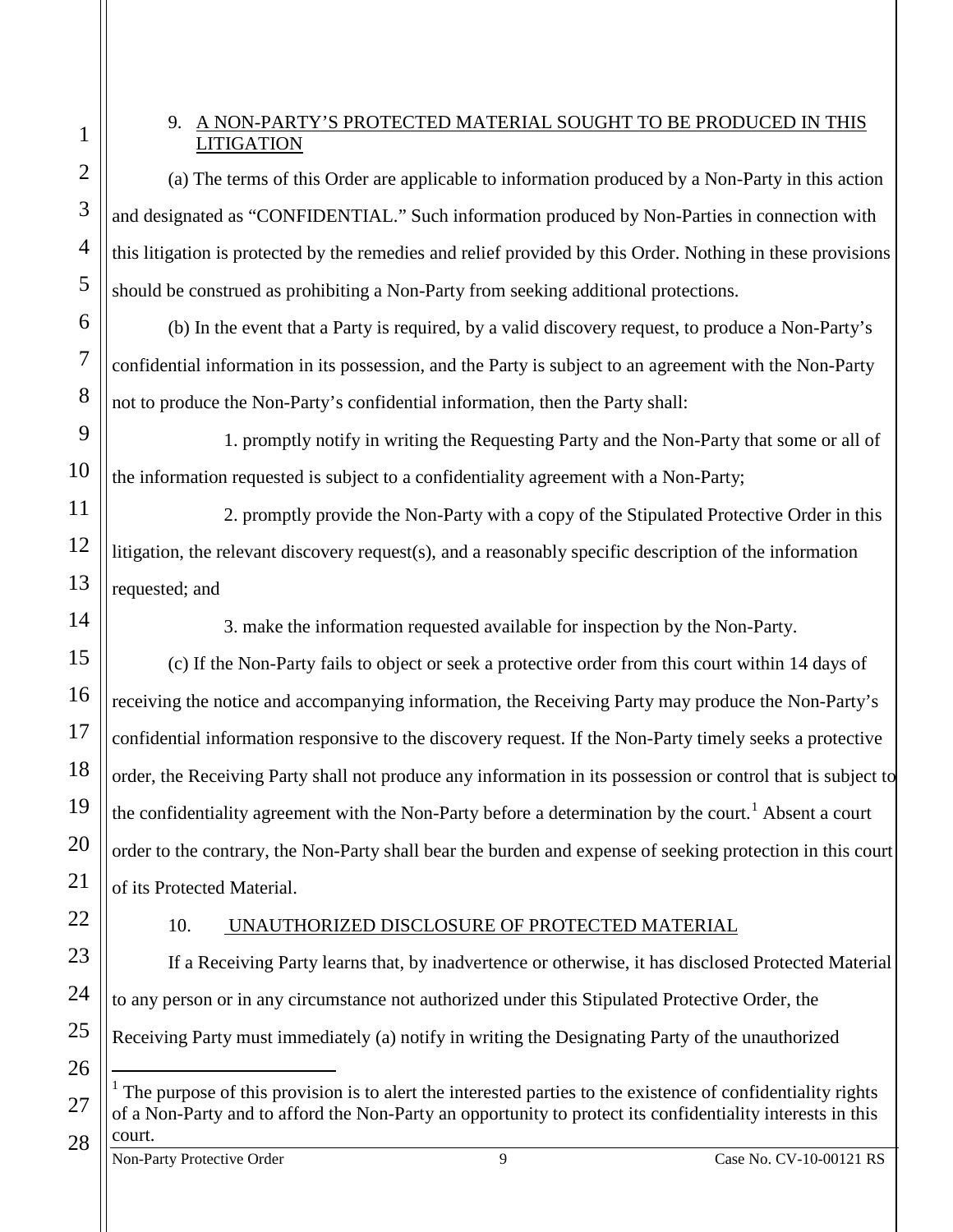## 9. A NON-PARTY'S PROTECTED MATERIAL SOUGHT TO BE PRODUCED IN THIS LITIGATION

(a) The terms of this Order are applicable to information produced by a Non-Party in this action and designated as "CONFIDENTIAL." Such information produced by Non-Parties in connection with this litigation is protected by the remedies and relief provided by this Order. Nothing in these provisions should be construed as prohibiting a Non-Party from seeking additional protections.

(b) In the event that a Party is required, by a valid discovery request, to produce a Non-Party's confidential information in its possession, and the Party is subject to an agreement with the Non-Party not to produce the Non-Party's confidential information, then the Party shall:

1. promptly notify in writing the Requesting Party and the Non-Party that some or all of the information requested is subject to a confidentiality agreement with a Non-Party;

2. promptly provide the Non-Party with a copy of the Stipulated Protective Order in this litigation, the relevant discovery request(s), and a reasonably specific description of the information requested; and

3. make the information requested available for inspection by the Non-Party.

(c) If the Non-Party fails to object or seek a protective order from this court within 14 days of receiving the notice and accompanying information, the Receiving Party may produce the Non-Party's confidential information responsive to the discovery request. If the Non-Party timely seeks a protective order, the Receiving Party shall not produce any information in its possession or control that is subject to the confidentiality agreement with the Non-Party before a determination by the court.[1] Absent a court order to the contrary, the Non-Party shall bear the burden and expense of seeking protection in this court of its Protected Material.

## 10. UNAUTHORIZED DISCLOSURE OF PROTECTED MATERIAL

If a Receiving Party learns that, by inadvertence or otherwise, it has disclosed Protected Material to any person or in any circumstance not authorized under this Stipulated Protective Order, the Receiving Party must immediately (a) notify in writing the Designating Party of the unauthorized

---

[1] The purpose of this provision is to alert the interested parties to the existence of confidentiality rights of a Non-Party and to afford the Non-Party an opportunity to protect its confidentiality interests in this court.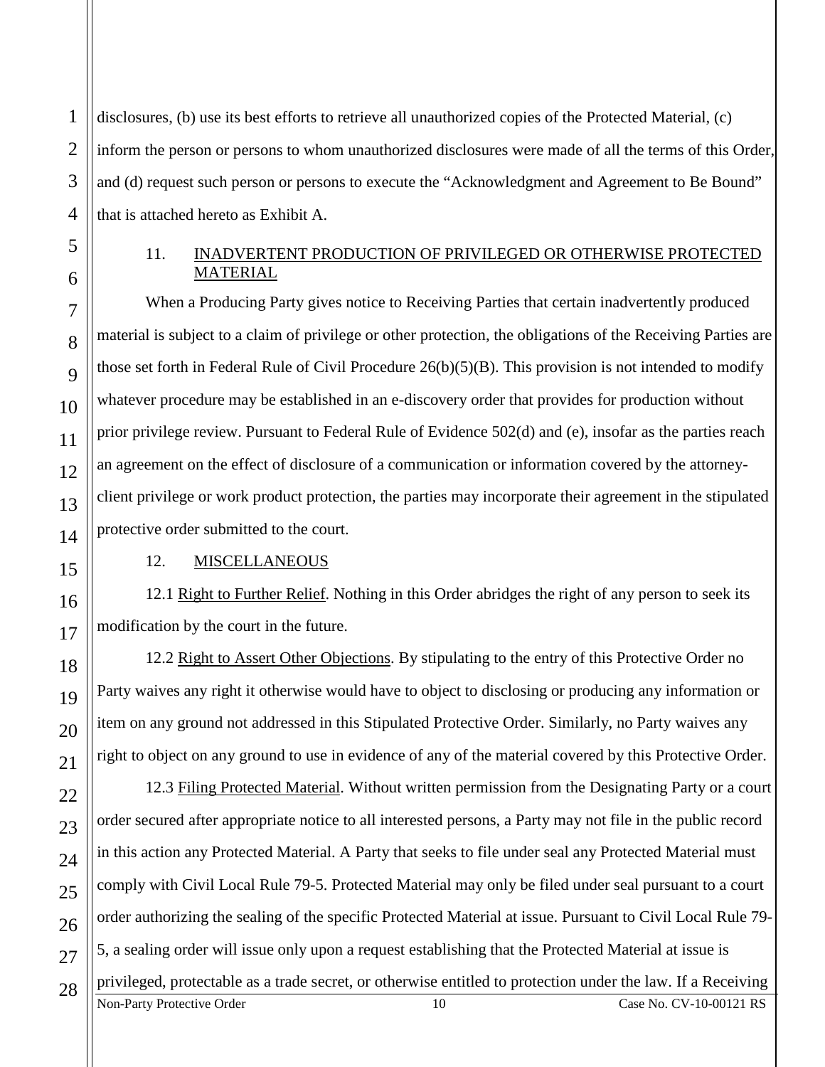disclosures, (b) use its best efforts to retrieve all unauthorized copies of the Protected Material, (c) inform the person or persons to whom unauthorized disclosures were made of all the terms of this Order, and (d) request such person or persons to execute the "Acknowledgment and Agreement to Be Bound" that is attached hereto as Exhibit A.

## 11. INADVERTENT PRODUCTION OF PRIVILEGED OR OTHERWISE PROTECTED MATERIAL

When a Producing Party gives notice to Receiving Parties that certain inadvertently produced material is subject to a claim of privilege or other protection, the obligations of the Receiving Parties are those set forth in Federal Rule of Civil Procedure 26(b)(5)(B). This provision is not intended to modify whatever procedure may be established in an e-discovery order that provides for production without prior privilege review. Pursuant to Federal Rule of Evidence 502(d) and (e), insofar as the parties reach an agreement on the effect of disclosure of a communication or information covered by the attorney-client privilege or work product protection, the parties may incorporate their agreement in the stipulated protective order submitted to the court.

## 12. MISCELLANEOUS

12.1 Right to Further Relief. Nothing in this Order abridges the right of any person to seek its modification by the court in the future.

12.2 Right to Assert Other Objections. By stipulating to the entry of this Protective Order no Party waives any right it otherwise would have to object to disclosing or producing any information or item on any ground not addressed in this Stipulated Protective Order. Similarly, no Party waives any right to object on any ground to use in evidence of any of the material covered by this Protective Order.

12.3 Filing Protected Material. Without written permission from the Designating Party or a court order secured after appropriate notice to all interested persons, a Party may not file in the public record in this action any Protected Material. A Party that seeks to file under seal any Protected Material must comply with Civil Local Rule 79-5. Protected Material may only be filed under seal pursuant to a court order authorizing the sealing of the specific Protected Material at issue. Pursuant to Civil Local Rule 79-5, a sealing order will issue only upon a request establishing that the Protected Material at issue is privileged, protectable as a trade secret, or otherwise entitled to protection under the law. If a Receiving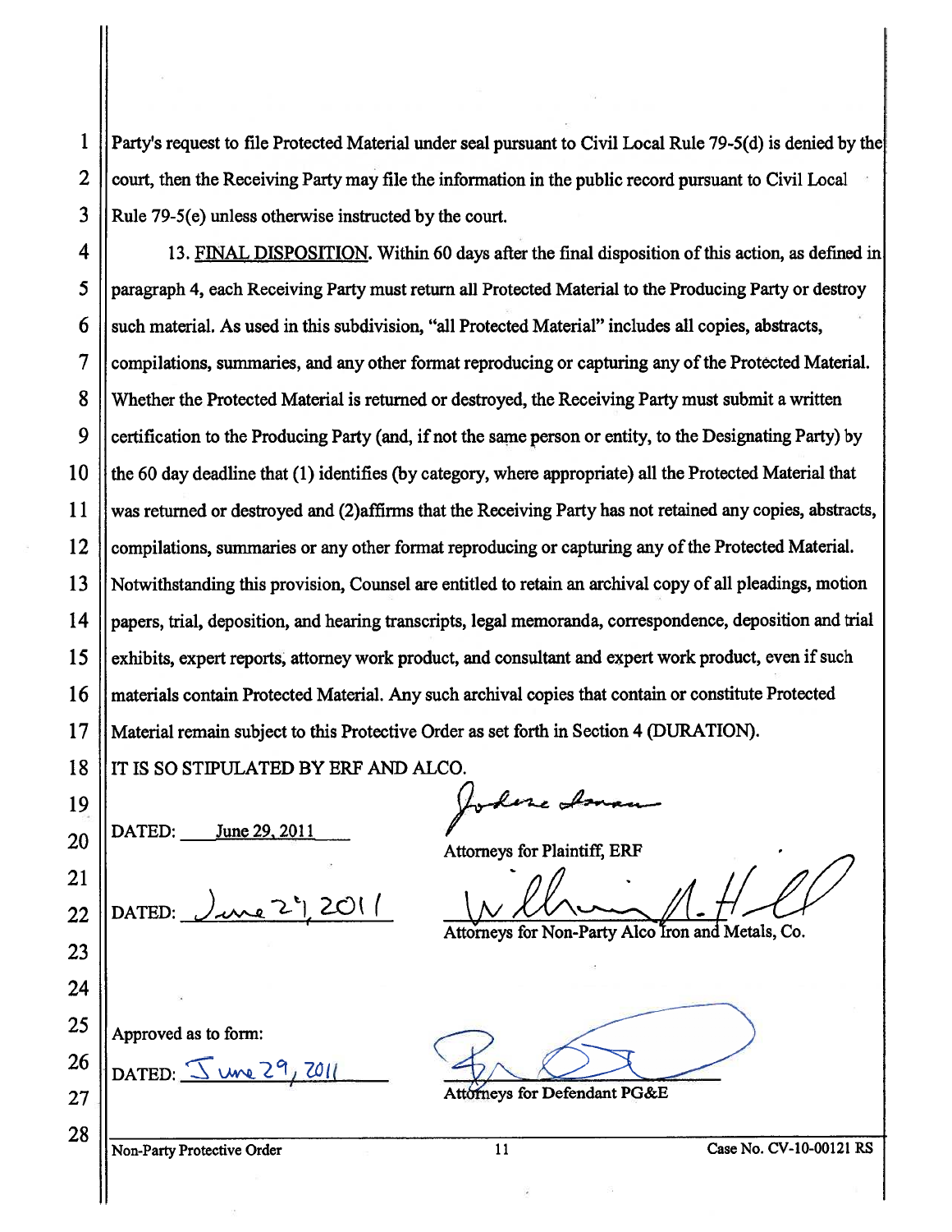Party's request to file Protected Material under seal pursuant to Civil Local Rule 79-5(d) is denied by the court, then the Receiving Party may file the information in the public record pursuant to Civil Local Rule 79-5(e) unless otherwise instructed by the court.

13. FINAL DISPOSITION. Within 60 days after the final disposition of this action, as defined in paragraph 4, each Receiving Party must return all Protected Material to the Producing Party or destroy such material. As used in this subdivision, "all Protected Material" includes all copies, abstracts, compilations, summaries, and any other format reproducing or capturing any of the Protected Material. Whether the Protected Material is returned or destroyed, the Receiving Party must submit a written certification to the Producing Party (and, if not the same person or entity, to the Designating Party) by the 60 day deadline that (1) identifies (by category, where appropriate) all the Protected Material that was returned or destroyed and (2)affirms that the Receiving Party has not retained any copies, abstracts, compilations, summaries or any other format reproducing or capturing any of the Protected Material. Notwithstanding this provision, Counsel are entitled to retain an archival copy of all pleadings, motion papers, trial, deposition, and hearing transcripts, legal memoranda, correspondence, deposition and trial exhibits, expert reports, attorney work product, and consultant and expert work product, even if such materials contain Protected Material. Any such archival copies that contain or constitute Protected Material remain subject to this Protective Order as set forth in Section 4 (DURATION).

IT IS SO STIPULATED BY ERF AND ALCO.

DATED: June 29, 2011

Attorneys for Plaintiff, ERF

DATED: June 29, 2011

Attorneys for Non-Party Alco Iron and Metals, Co.

Approved as to form:

DATED: June 29, 2011

Attorneys for Defendant PG&E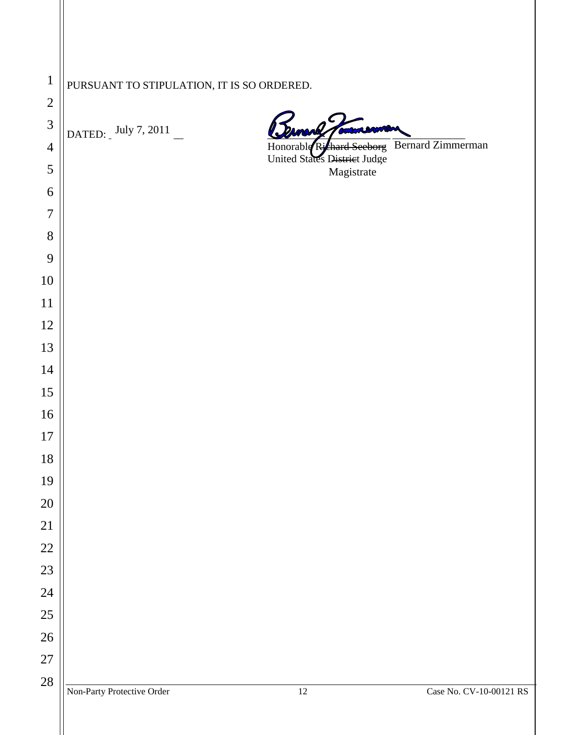PURSUANT TO STIPULATION, IT IS SO ORDERED.

DATED: July 7, 2011

Honorable ~~Richard Seeborg~~ Bernard Zimmerman
United States ~~District~~ Judge
Magistrate

Non-Party Protective Order | Case No. CV-10-00121 RS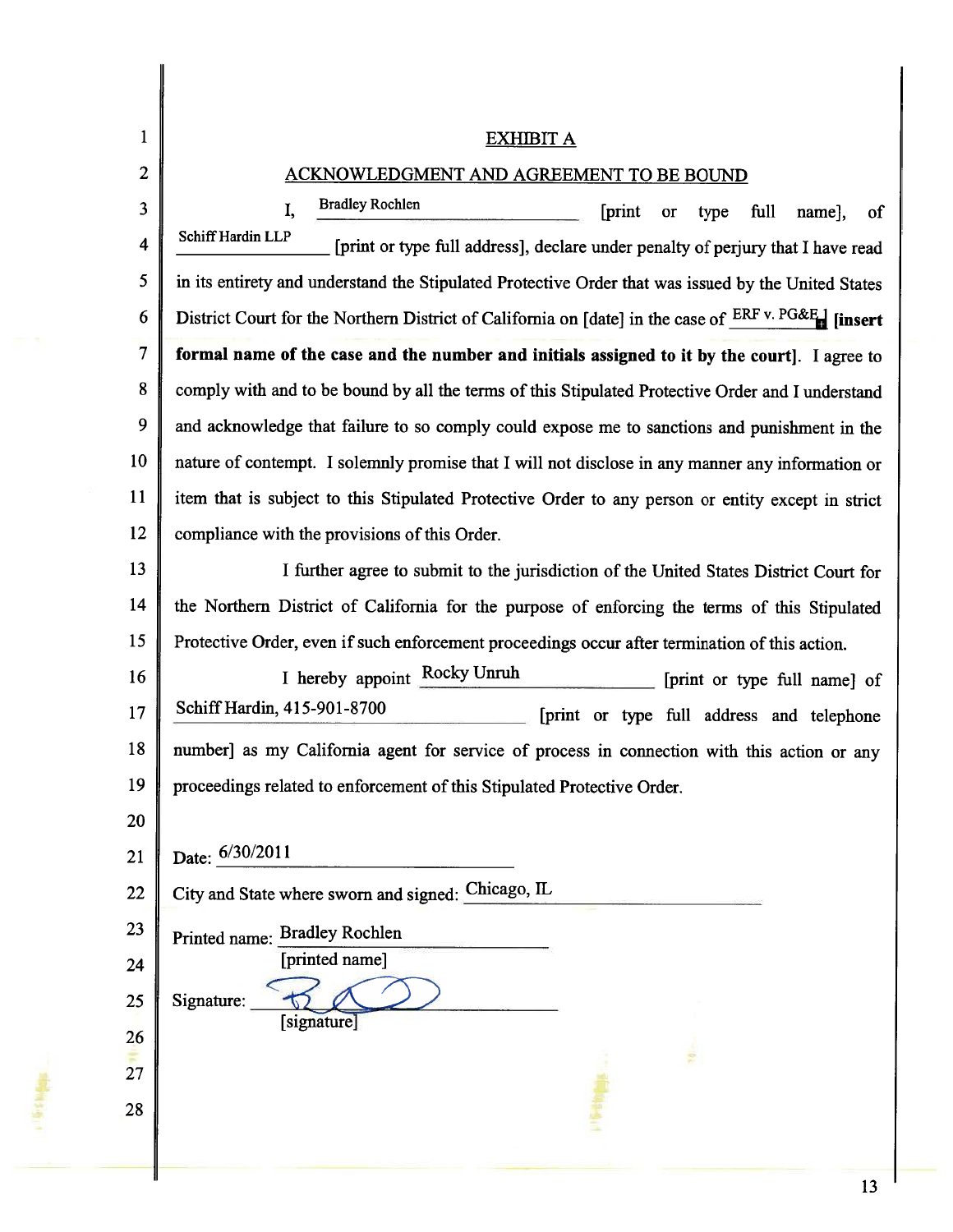# EXHIBIT A

## ACKNOWLEDGMENT AND AGREEMENT TO BE BOUND

I, Bradley Rochlen [print or type full name], of Schiff Hardin LLP [print or type full address], declare under penalty of perjury that I have read in its entirety and understand the Stipulated Protective Order that was issued by the United States District Court for the Northern District of California on [date] in the case of ERF v. PG&E **[insert formal name of the case and the number and initials assigned to it by the court]**. I agree to comply with and to be bound by all the terms of this Stipulated Protective Order and I understand and acknowledge that failure to so comply could expose me to sanctions and punishment in the nature of contempt. I solemnly promise that I will not disclose in any manner any information or item that is subject to this Stipulated Protective Order to any person or entity except in strict compliance with the provisions of this Order.

I further agree to submit to the jurisdiction of the United States District Court for the Northern District of California for the purpose of enforcing the terms of this Stipulated Protective Order, even if such enforcement proceedings occur after termination of this action.

I hereby appoint Rocky Unruh [print or type full name] of Schiff Hardin, 415-901-8700 [print or type full address and telephone number] as my California agent for service of process in connection with this action or any proceedings related to enforcement of this Stipulated Protective Order.

Date: 6/30/2011

City and State where sworn and signed: Chicago, IL

Printed name: Bradley Rochlen
[printed name]

Signature: ______________________
[signature]